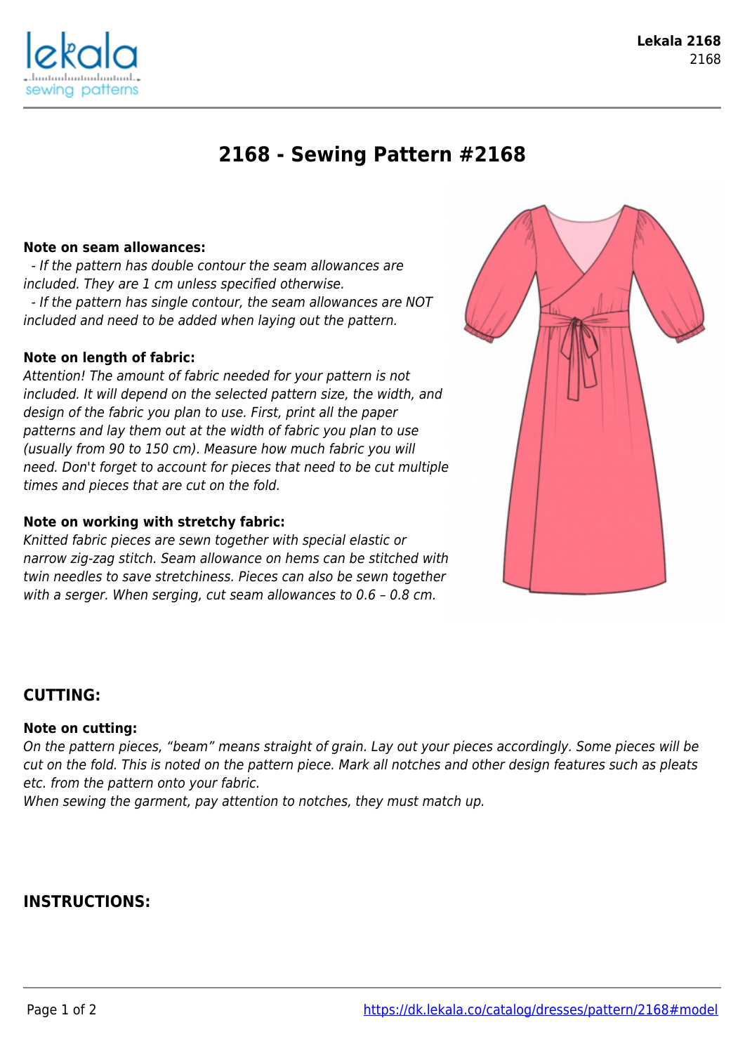# 2168 - Sewing Pattern #2168

**Note on seam allowances:**

- *If the pattern has double contour the seam allowances are included. They are 1 cm unless specified otherwise.*
- *If the pattern has single contour, the seam allowances are NOT included and need to be added when laying out the pattern.*

**Note on length of fabric:**

*Attention! The amount of fabric needed for your pattern is not included. It will depend on the selected pattern size, the width, and design of the fabric you plan to use. First, print all the paper patterns and lay them out at the width of fabric you plan to use (usually from 90 to 150 cm). Measure how much fabric you will need. Don't forget to account for pieces that need to be cut multiple times and pieces that are cut on the fold.*

**Note on working with stretchy fabric:**

*Knitted fabric pieces are sewn together with special elastic or narrow zig-zag stitch. Seam allowance on hems can be stitched with twin needles to save stretchiness. Pieces can also be sewn together with a serger. When serging, cut seam allowances to 0.6 – 0.8 cm.*

## CUTTING:

**Note on cutting:**

*On the pattern pieces, “beam” means straight of grain. Lay out your pieces accordingly. Some pieces will be cut on the fold. This is noted on the pattern piece. Mark all notches and other design features such as pleats etc. from the pattern onto your fabric.*

*When sewing the garment, pay attention to notches, they must match up.*

## INSTRUCTIONS: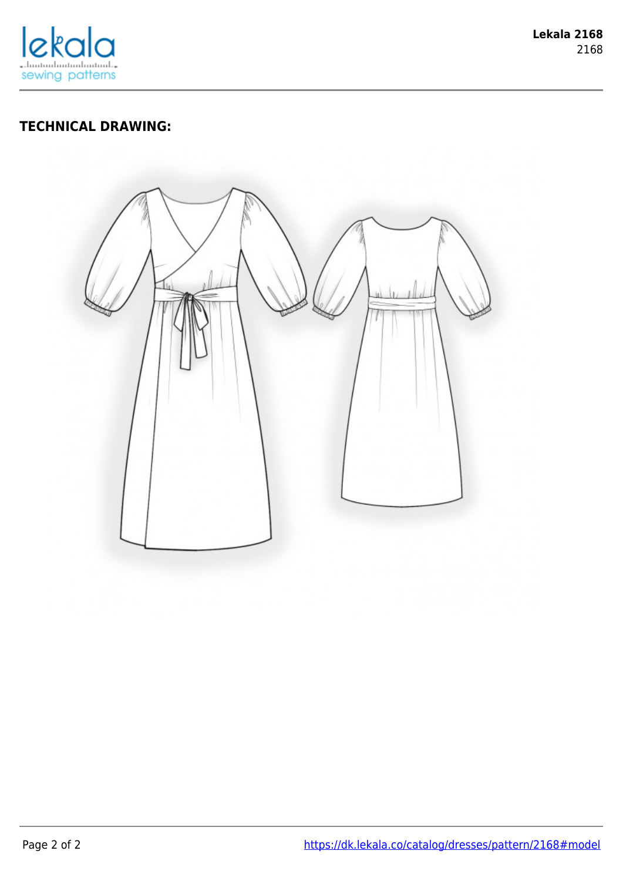**TECHNICAL DRAWING:**